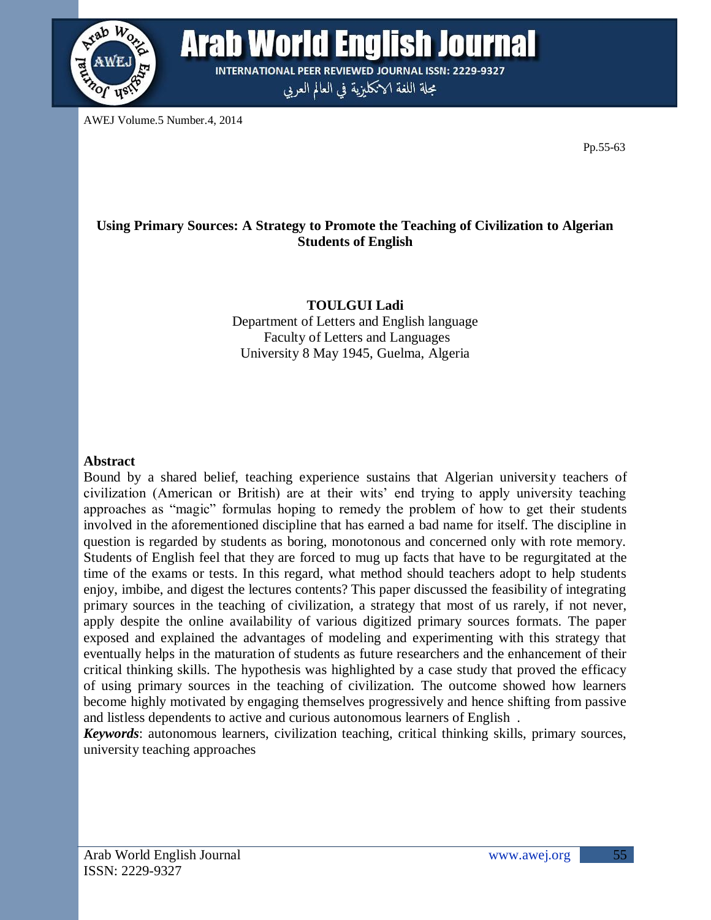# Using Primary Sources: A Strategy to Promote the Teaching of Civilization to Algerian Students of English

**TOULGUI Ladi**

Department of Letters and English language
Faculty of Letters and Languages
University 8 May 1945, Guelma, Algeria

## Abstract

Bound by a shared belief, teaching experience sustains that Algerian university teachers of civilization (American or British) are at their wits' end trying to apply university teaching approaches as "magic" formulas hoping to remedy the problem of how to get their students involved in the aforementioned discipline that has earned a bad name for itself. The discipline in question is regarded by students as boring, monotonous and concerned only with rote memory. Students of English feel that they are forced to mug up facts that have to be regurgitated at the time of the exams or tests. In this regard, what method should teachers adopt to help students enjoy, imbibe, and digest the lectures contents? This paper discussed the feasibility of integrating primary sources in the teaching of civilization, a strategy that most of us rarely, if not never, apply despite the online availability of various digitized primary sources formats. The paper exposed and explained the advantages of modeling and experimenting with this strategy that eventually helps in the maturation of students as future researchers and the enhancement of their critical thinking skills. The hypothesis was highlighted by a case study that proved the efficacy of using primary sources in the teaching of civilization. The outcome showed how learners become highly motivated by engaging themselves progressively and hence shifting from passive and listless dependents to active and curious autonomous learners of English .

***Keywords***: autonomous learners, civilization teaching, critical thinking skills, primary sources, university teaching approaches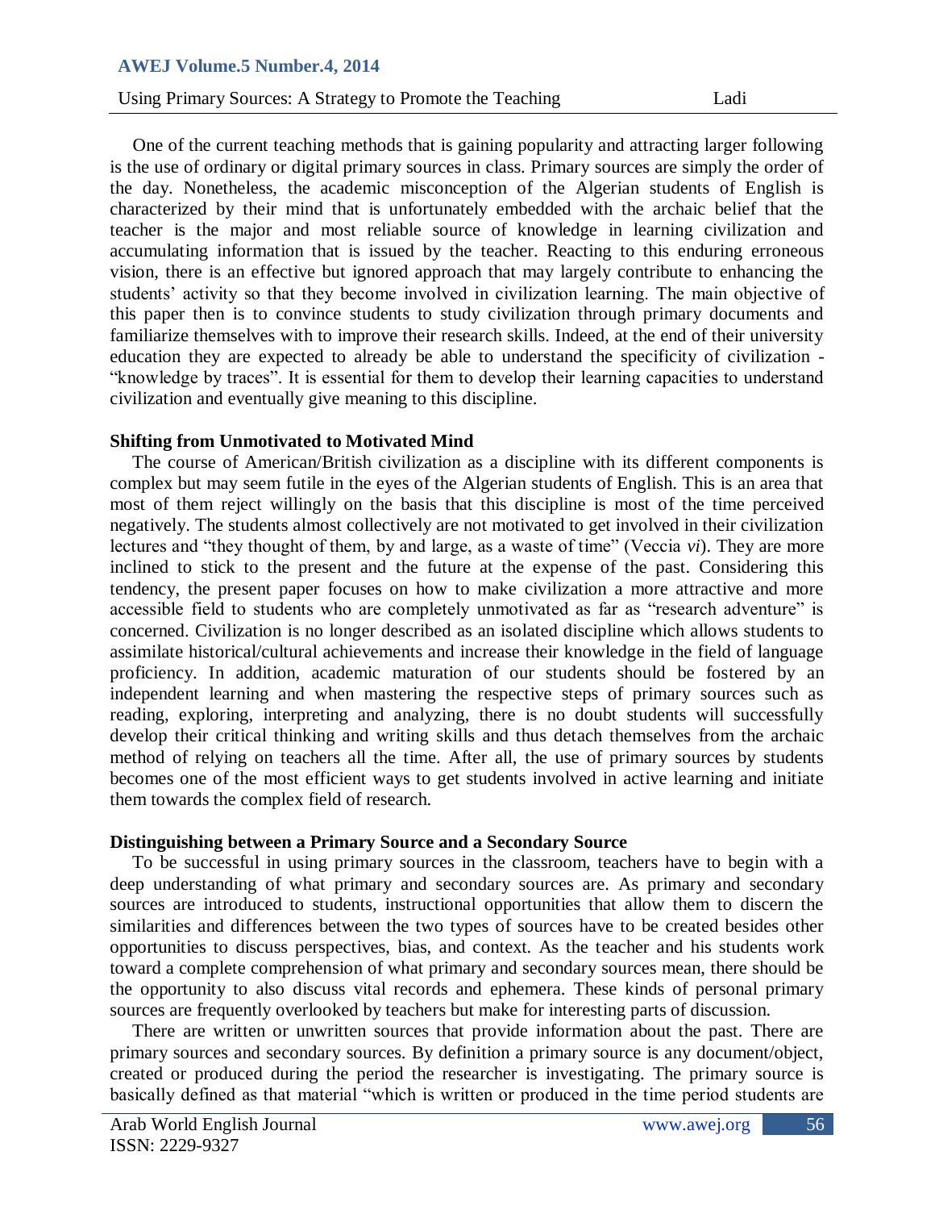One of the current teaching methods that is gaining popularity and attracting larger following is the use of ordinary or digital primary sources in class. Primary sources are simply the order of the day. Nonetheless, the academic misconception of the Algerian students of English is characterized by their mind that is unfortunately embedded with the archaic belief that the teacher is the major and most reliable source of knowledge in learning civilization and accumulating information that is issued by the teacher. Reacting to this enduring erroneous vision, there is an effective but ignored approach that may largely contribute to enhancing the students' activity so that they become involved in civilization learning. The main objective of this paper then is to convince students to study civilization through primary documents and familiarize themselves with to improve their research skills. Indeed, at the end of their university education they are expected to already be able to understand the specificity of civilization - "knowledge by traces". It is essential for them to develop their learning capacities to understand civilization and eventually give meaning to this discipline.

## Shifting from Unmotivated to Motivated Mind

The course of American/British civilization as a discipline with its different components is complex but may seem futile in the eyes of the Algerian students of English. This is an area that most of them reject willingly on the basis that this discipline is most of the time perceived negatively. The students almost collectively are not motivated to get involved in their civilization lectures and "they thought of them, by and large, as a waste of time" (Veccia *vi*). They are more inclined to stick to the present and the future at the expense of the past. Considering this tendency, the present paper focuses on how to make civilization a more attractive and more accessible field to students who are completely unmotivated as far as "research adventure" is concerned. Civilization is no longer described as an isolated discipline which allows students to assimilate historical/cultural achievements and increase their knowledge in the field of language proficiency. In addition, academic maturation of our students should be fostered by an independent learning and when mastering the respective steps of primary sources such as reading, exploring, interpreting and analyzing, there is no doubt students will successfully develop their critical thinking and writing skills and thus detach themselves from the archaic method of relying on teachers all the time. After all, the use of primary sources by students becomes one of the most efficient ways to get students involved in active learning and initiate them towards the complex field of research.

## Distinguishing between a Primary Source and a Secondary Source

To be successful in using primary sources in the classroom, teachers have to begin with a deep understanding of what primary and secondary sources are. As primary and secondary sources are introduced to students, instructional opportunities that allow them to discern the similarities and differences between the two types of sources have to be created besides other opportunities to discuss perspectives, bias, and context. As the teacher and his students work toward a complete comprehension of what primary and secondary sources mean, there should be the opportunity to also discuss vital records and ephemera. These kinds of personal primary sources are frequently overlooked by teachers but make for interesting parts of discussion.

There are written or unwritten sources that provide information about the past. There are primary sources and secondary sources. By definition a primary source is any document/object, created or produced during the period the researcher is investigating. The primary source is basically defined as that material "which is written or produced in the time period students are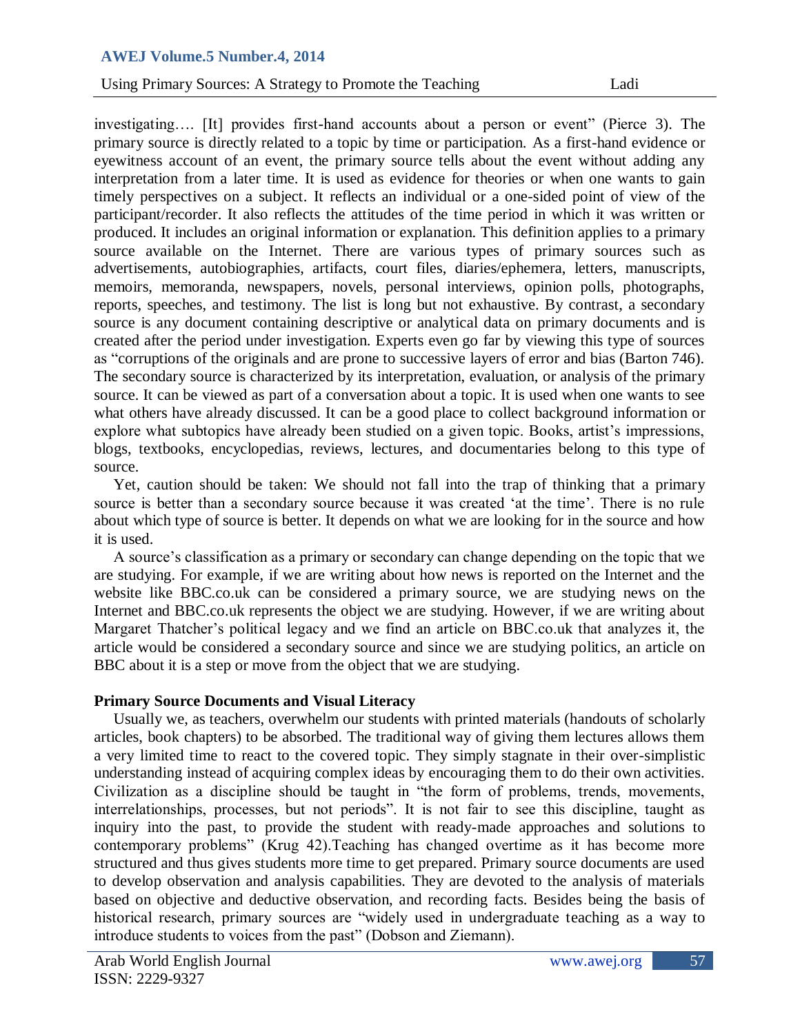investigating…. [It] provides first-hand accounts about a person or event" (Pierce 3). The primary source is directly related to a topic by time or participation. As a first-hand evidence or eyewitness account of an event, the primary source tells about the event without adding any interpretation from a later time. It is used as evidence for theories or when one wants to gain timely perspectives on a subject. It reflects an individual or a one-sided point of view of the participant/recorder. It also reflects the attitudes of the time period in which it was written or produced. It includes an original information or explanation. This definition applies to a primary source available on the Internet. There are various types of primary sources such as advertisements, autobiographies, artifacts, court files, diaries/ephemera, letters, manuscripts, memoirs, memoranda, newspapers, novels, personal interviews, opinion polls, photographs, reports, speeches, and testimony. The list is long but not exhaustive. By contrast, a secondary source is any document containing descriptive or analytical data on primary documents and is created after the period under investigation. Experts even go far by viewing this type of sources as "corruptions of the originals and are prone to successive layers of error and bias (Barton 746). The secondary source is characterized by its interpretation, evaluation, or analysis of the primary source. It can be viewed as part of a conversation about a topic. It is used when one wants to see what others have already discussed. It can be a good place to collect background information or explore what subtopics have already been studied on a given topic. Books, artist's impressions, blogs, textbooks, encyclopedias, reviews, lectures, and documentaries belong to this type of source.

Yet, caution should be taken: We should not fall into the trap of thinking that a primary source is better than a secondary source because it was created 'at the time'. There is no rule about which type of source is better. It depends on what we are looking for in the source and how it is used.

A source's classification as a primary or secondary can change depending on the topic that we are studying. For example, if we are writing about how news is reported on the Internet and the website like BBC.co.uk can be considered a primary source, we are studying news on the Internet and BBC.co.uk represents the object we are studying. However, if we are writing about Margaret Thatcher's political legacy and we find an article on BBC.co.uk that analyzes it, the article would be considered a secondary source and since we are studying politics, an article on BBC about it is a step or move from the object that we are studying.

**Primary Source Documents and Visual Literacy**

Usually we, as teachers, overwhelm our students with printed materials (handouts of scholarly articles, book chapters) to be absorbed. The traditional way of giving them lectures allows them a very limited time to react to the covered topic. They simply stagnate in their over-simplistic understanding instead of acquiring complex ideas by encouraging them to do their own activities. Civilization as a discipline should be taught in "the form of problems, trends, movements, interrelationships, processes, but not periods". It is not fair to see this discipline, taught as inquiry into the past, to provide the student with ready-made approaches and solutions to contemporary problems" (Krug 42).Teaching has changed overtime as it has become more structured and thus gives students more time to get prepared. Primary source documents are used to develop observation and analysis capabilities. They are devoted to the analysis of materials based on objective and deductive observation, and recording facts. Besides being the basis of historical research, primary sources are "widely used in undergraduate teaching as a way to introduce students to voices from the past" (Dobson and Ziemann).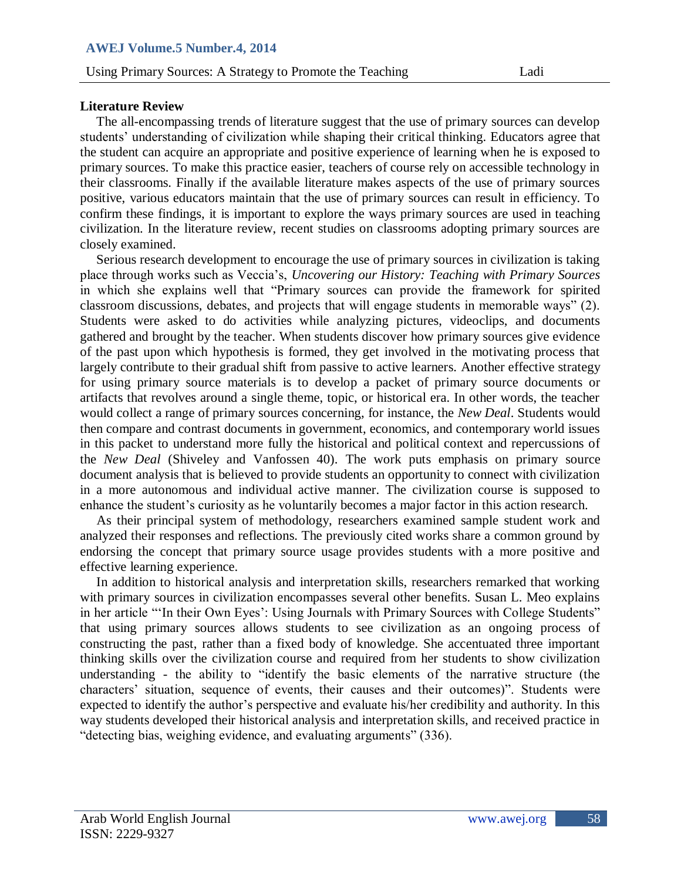**Literature Review**

The all-encompassing trends of literature suggest that the use of primary sources can develop students' understanding of civilization while shaping their critical thinking. Educators agree that the student can acquire an appropriate and positive experience of learning when he is exposed to primary sources. To make this practice easier, teachers of course rely on accessible technology in their classrooms. Finally if the available literature makes aspects of the use of primary sources positive, various educators maintain that the use of primary sources can result in efficiency. To confirm these findings, it is important to explore the ways primary sources are used in teaching civilization. In the literature review, recent studies on classrooms adopting primary sources are closely examined.

Serious research development to encourage the use of primary sources in civilization is taking place through works such as Veccia's, *Uncovering our History: Teaching with Primary Sources* in which she explains well that "Primary sources can provide the framework for spirited classroom discussions, debates, and projects that will engage students in memorable ways" (2). Students were asked to do activities while analyzing pictures, videoclips, and documents gathered and brought by the teacher. When students discover how primary sources give evidence of the past upon which hypothesis is formed, they get involved in the motivating process that largely contribute to their gradual shift from passive to active learners. Another effective strategy for using primary source materials is to develop a packet of primary source documents or artifacts that revolves around a single theme, topic, or historical era. In other words, the teacher would collect a range of primary sources concerning, for instance, the *New Deal*. Students would then compare and contrast documents in government, economics, and contemporary world issues in this packet to understand more fully the historical and political context and repercussions of the *New Deal* (Shiveley and Vanfossen 40). The work puts emphasis on primary source document analysis that is believed to provide students an opportunity to connect with civilization in a more autonomous and individual active manner. The civilization course is supposed to enhance the student's curiosity as he voluntarily becomes a major factor in this action research.

As their principal system of methodology, researchers examined sample student work and analyzed their responses and reflections. The previously cited works share a common ground by endorsing the concept that primary source usage provides students with a more positive and effective learning experience.

In addition to historical analysis and interpretation skills, researchers remarked that working with primary sources in civilization encompasses several other benefits. Susan L. Meo explains in her article "'In their Own Eyes': Using Journals with Primary Sources with College Students" that using primary sources allows students to see civilization as an ongoing process of constructing the past, rather than a fixed body of knowledge. She accentuated three important thinking skills over the civilization course and required from her students to show civilization understanding - the ability to "identify the basic elements of the narrative structure (the characters' situation, sequence of events, their causes and their outcomes)". Students were expected to identify the author's perspective and evaluate his/her credibility and authority. In this way students developed their historical analysis and interpretation skills, and received practice in "detecting bias, weighing evidence, and evaluating arguments" (336).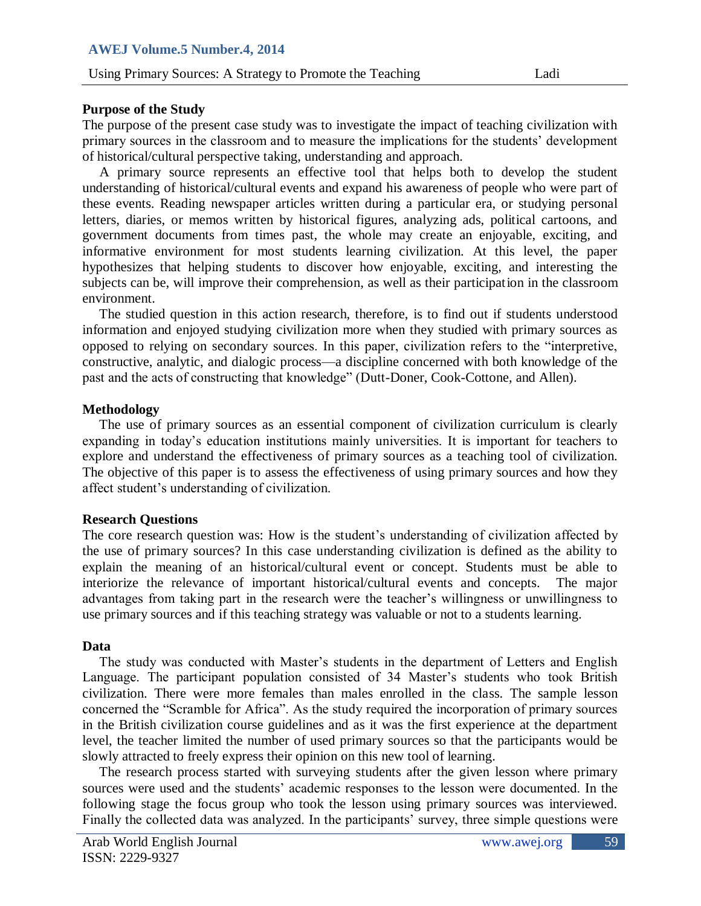**Purpose of the Study**

The purpose of the present case study was to investigate the impact of teaching civilization with primary sources in the classroom and to measure the implications for the students' development of historical/cultural perspective taking, understanding and approach.

A primary source represents an effective tool that helps both to develop the student understanding of historical/cultural events and expand his awareness of people who were part of these events. Reading newspaper articles written during a particular era, or studying personal letters, diaries, or memos written by historical figures, analyzing ads, political cartoons, and government documents from times past, the whole may create an enjoyable, exciting, and informative environment for most students learning civilization. At this level, the paper hypothesizes that helping students to discover how enjoyable, exciting, and interesting the subjects can be, will improve their comprehension, as well as their participation in the classroom environment.

The studied question in this action research, therefore, is to find out if students understood information and enjoyed studying civilization more when they studied with primary sources as opposed to relying on secondary sources. In this paper, civilization refers to the "interpretive, constructive, analytic, and dialogic process—a discipline concerned with both knowledge of the past and the acts of constructing that knowledge" (Dutt-Doner, Cook-Cottone, and Allen).

**Methodology**

The use of primary sources as an essential component of civilization curriculum is clearly expanding in today's education institutions mainly universities. It is important for teachers to explore and understand the effectiveness of primary sources as a teaching tool of civilization. The objective of this paper is to assess the effectiveness of using primary sources and how they affect student's understanding of civilization.

**Research Questions**

The core research question was: How is the student's understanding of civilization affected by the use of primary sources? In this case understanding civilization is defined as the ability to explain the meaning of an historical/cultural event or concept. Students must be able to interiorize the relevance of important historical/cultural events and concepts. The major advantages from taking part in the research were the teacher's willingness or unwillingness to use primary sources and if this teaching strategy was valuable or not to a students learning.

**Data**

The study was conducted with Master's students in the department of Letters and English Language. The participant population consisted of 34 Master's students who took British civilization. There were more females than males enrolled in the class. The sample lesson concerned the "Scramble for Africa". As the study required the incorporation of primary sources in the British civilization course guidelines and as it was the first experience at the department level, the teacher limited the number of used primary sources so that the participants would be slowly attracted to freely express their opinion on this new tool of learning.

The research process started with surveying students after the given lesson where primary sources were used and the students' academic responses to the lesson were documented. In the following stage the focus group who took the lesson using primary sources was interviewed. Finally the collected data was analyzed. In the participants' survey, three simple questions were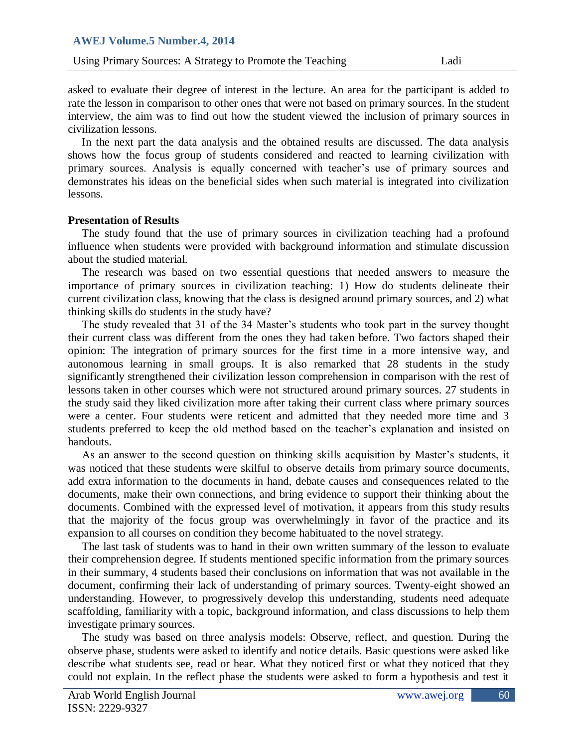asked to evaluate their degree of interest in the lecture. An area for the participant is added to rate the lesson in comparison to other ones that were not based on primary sources. In the student interview, the aim was to find out how the student viewed the inclusion of primary sources in civilization lessons.

In the next part the data analysis and the obtained results are discussed. The data analysis shows how the focus group of students considered and reacted to learning civilization with primary sources. Analysis is equally concerned with teacher's use of primary sources and demonstrates his ideas on the beneficial sides when such material is integrated into civilization lessons.

**Presentation of Results**

The study found that the use of primary sources in civilization teaching had a profound influence when students were provided with background information and stimulate discussion about the studied material.

The research was based on two essential questions that needed answers to measure the importance of primary sources in civilization teaching: 1) How do students delineate their current civilization class, knowing that the class is designed around primary sources, and 2) what thinking skills do students in the study have?

The study revealed that 31 of the 34 Master's students who took part in the survey thought their current class was different from the ones they had taken before. Two factors shaped their opinion: The integration of primary sources for the first time in a more intensive way, and autonomous learning in small groups. It is also remarked that 28 students in the study significantly strengthened their civilization lesson comprehension in comparison with the rest of lessons taken in other courses which were not structured around primary sources. 27 students in the study said they liked civilization more after taking their current class where primary sources were a center. Four students were reticent and admitted that they needed more time and 3 students preferred to keep the old method based on the teacher's explanation and insisted on handouts.

As an answer to the second question on thinking skills acquisition by Master's students, it was noticed that these students were skilful to observe details from primary source documents, add extra information to the documents in hand, debate causes and consequences related to the documents, make their own connections, and bring evidence to support their thinking about the documents. Combined with the expressed level of motivation, it appears from this study results that the majority of the focus group was overwhelmingly in favor of the practice and its expansion to all courses on condition they become habituated to the novel strategy.

The last task of students was to hand in their own written summary of the lesson to evaluate their comprehension degree. If students mentioned specific information from the primary sources in their summary, 4 students based their conclusions on information that was not available in the document, confirming their lack of understanding of primary sources. Twenty-eight showed an understanding. However, to progressively develop this understanding, students need adequate scaffolding, familiarity with a topic, background information, and class discussions to help them investigate primary sources.

The study was based on three analysis models: Observe, reflect, and question. During the observe phase, students were asked to identify and notice details. Basic questions were asked like describe what students see, read or hear. What they noticed first or what they noticed that they could not explain. In the reflect phase the students were asked to form a hypothesis and test it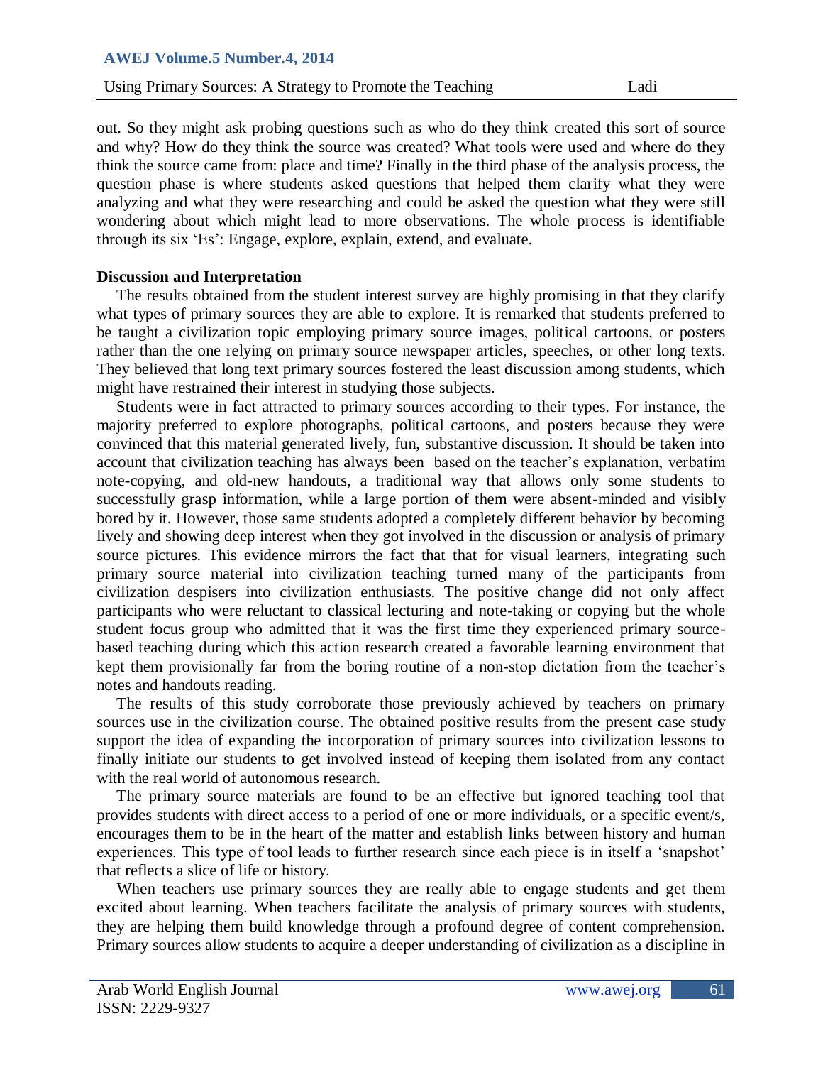out. So they might ask probing questions such as who do they think created this sort of source and why? How do they think the source was created? What tools were used and where do they think the source came from: place and time? Finally in the third phase of the analysis process, the question phase is where students asked questions that helped them clarify what they were analyzing and what they were researching and could be asked the question what they were still wondering about which might lead to more observations. The whole process is identifiable through its six 'Es': Engage, explore, explain, extend, and evaluate.

**Discussion and Interpretation**

The results obtained from the student interest survey are highly promising in that they clarify what types of primary sources they are able to explore. It is remarked that students preferred to be taught a civilization topic employing primary source images, political cartoons, or posters rather than the one relying on primary source newspaper articles, speeches, or other long texts. They believed that long text primary sources fostered the least discussion among students, which might have restrained their interest in studying those subjects.

Students were in fact attracted to primary sources according to their types. For instance, the majority preferred to explore photographs, political cartoons, and posters because they were convinced that this material generated lively, fun, substantive discussion. It should be taken into account that civilization teaching has always been based on the teacher's explanation, verbatim note-copying, and old-new handouts, a traditional way that allows only some students to successfully grasp information, while a large portion of them were absent-minded and visibly bored by it. However, those same students adopted a completely different behavior by becoming lively and showing deep interest when they got involved in the discussion or analysis of primary source pictures. This evidence mirrors the fact that that for visual learners, integrating such primary source material into civilization teaching turned many of the participants from civilization despisers into civilization enthusiasts. The positive change did not only affect participants who were reluctant to classical lecturing and note-taking or copying but the whole student focus group who admitted that it was the first time they experienced primary source-based teaching during which this action research created a favorable learning environment that kept them provisionally far from the boring routine of a non-stop dictation from the teacher's notes and handouts reading.

The results of this study corroborate those previously achieved by teachers on primary sources use in the civilization course. The obtained positive results from the present case study support the idea of expanding the incorporation of primary sources into civilization lessons to finally initiate our students to get involved instead of keeping them isolated from any contact with the real world of autonomous research.

The primary source materials are found to be an effective but ignored teaching tool that provides students with direct access to a period of one or more individuals, or a specific event/s, encourages them to be in the heart of the matter and establish links between history and human experiences. This type of tool leads to further research since each piece is in itself a 'snapshot' that reflects a slice of life or history.

When teachers use primary sources they are really able to engage students and get them excited about learning. When teachers facilitate the analysis of primary sources with students, they are helping them build knowledge through a profound degree of content comprehension. Primary sources allow students to acquire a deeper understanding of civilization as a discipline in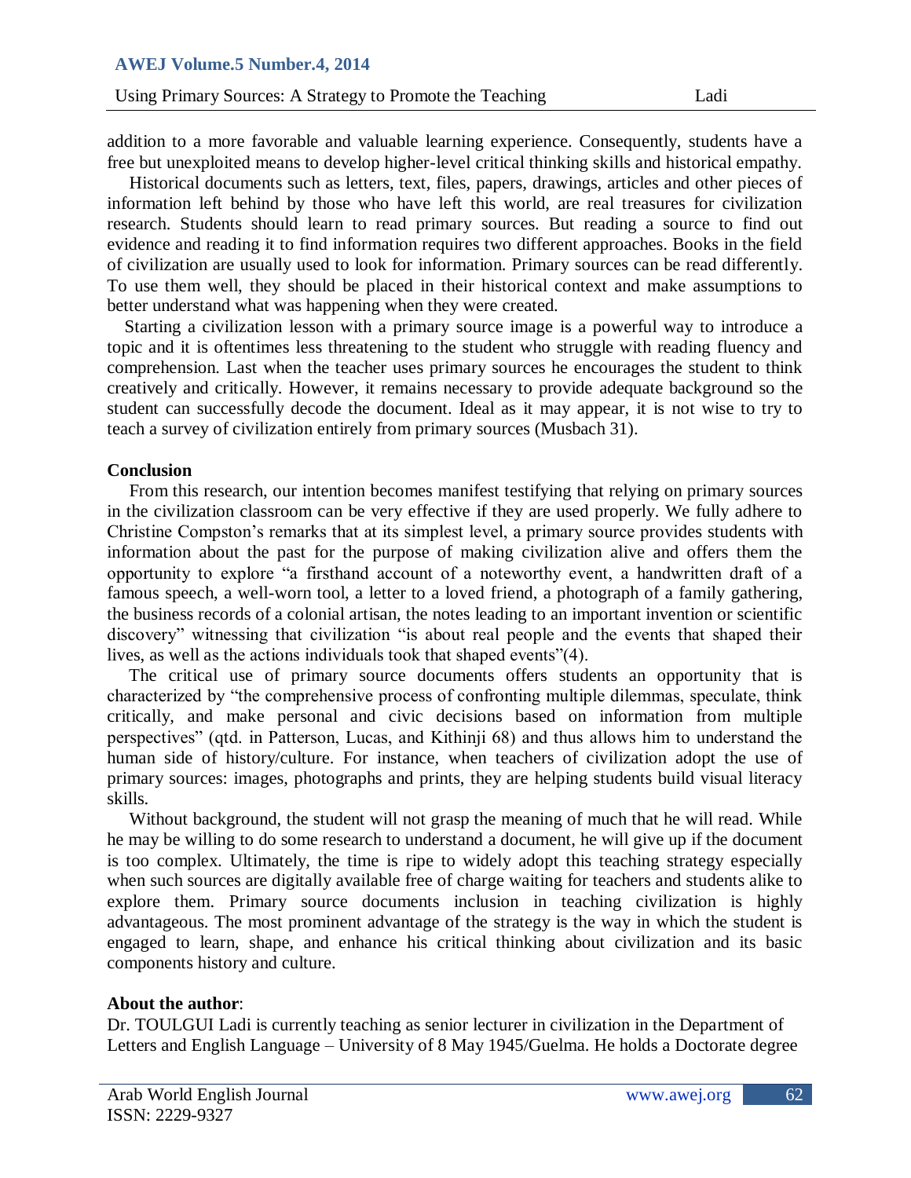addition to a more favorable and valuable learning experience. Consequently, students have a free but unexploited means to develop higher-level critical thinking skills and historical empathy.

Historical documents such as letters, text, files, papers, drawings, articles and other pieces of information left behind by those who have left this world, are real treasures for civilization research. Students should learn to read primary sources. But reading a source to find out evidence and reading it to find information requires two different approaches. Books in the field of civilization are usually used to look for information. Primary sources can be read differently. To use them well, they should be placed in their historical context and make assumptions to better understand what was happening when they were created.

Starting a civilization lesson with a primary source image is a powerful way to introduce a topic and it is oftentimes less threatening to the student who struggle with reading fluency and comprehension. Last when the teacher uses primary sources he encourages the student to think creatively and critically. However, it remains necessary to provide adequate background so the student can successfully decode the document. Ideal as it may appear, it is not wise to try to teach a survey of civilization entirely from primary sources (Musbach 31).

**Conclusion**

From this research, our intention becomes manifest testifying that relying on primary sources in the civilization classroom can be very effective if they are used properly. We fully adhere to Christine Compston's remarks that at its simplest level, a primary source provides students with information about the past for the purpose of making civilization alive and offers them the opportunity to explore "a firsthand account of a noteworthy event, a handwritten draft of a famous speech, a well-worn tool, a letter to a loved friend, a photograph of a family gathering, the business records of a colonial artisan, the notes leading to an important invention or scientific discovery" witnessing that civilization "is about real people and the events that shaped their lives, as well as the actions individuals took that shaped events"(4).

The critical use of primary source documents offers students an opportunity that is characterized by "the comprehensive process of confronting multiple dilemmas, speculate, think critically, and make personal and civic decisions based on information from multiple perspectives" (qtd. in Patterson, Lucas, and Kithinji 68) and thus allows him to understand the human side of history/culture. For instance, when teachers of civilization adopt the use of primary sources: images, photographs and prints, they are helping students build visual literacy skills.

Without background, the student will not grasp the meaning of much that he will read. While he may be willing to do some research to understand a document, he will give up if the document is too complex. Ultimately, the time is ripe to widely adopt this teaching strategy especially when such sources are digitally available free of charge waiting for teachers and students alike to explore them. Primary source documents inclusion in teaching civilization is highly advantageous. The most prominent advantage of the strategy is the way in which the student is engaged to learn, shape, and enhance his critical thinking about civilization and its basic components history and culture.

**About the author**:

Dr. TOULGUI Ladi is currently teaching as senior lecturer in civilization in the Department of Letters and English Language – University of 8 May 1945/Guelma. He holds a Doctorate degree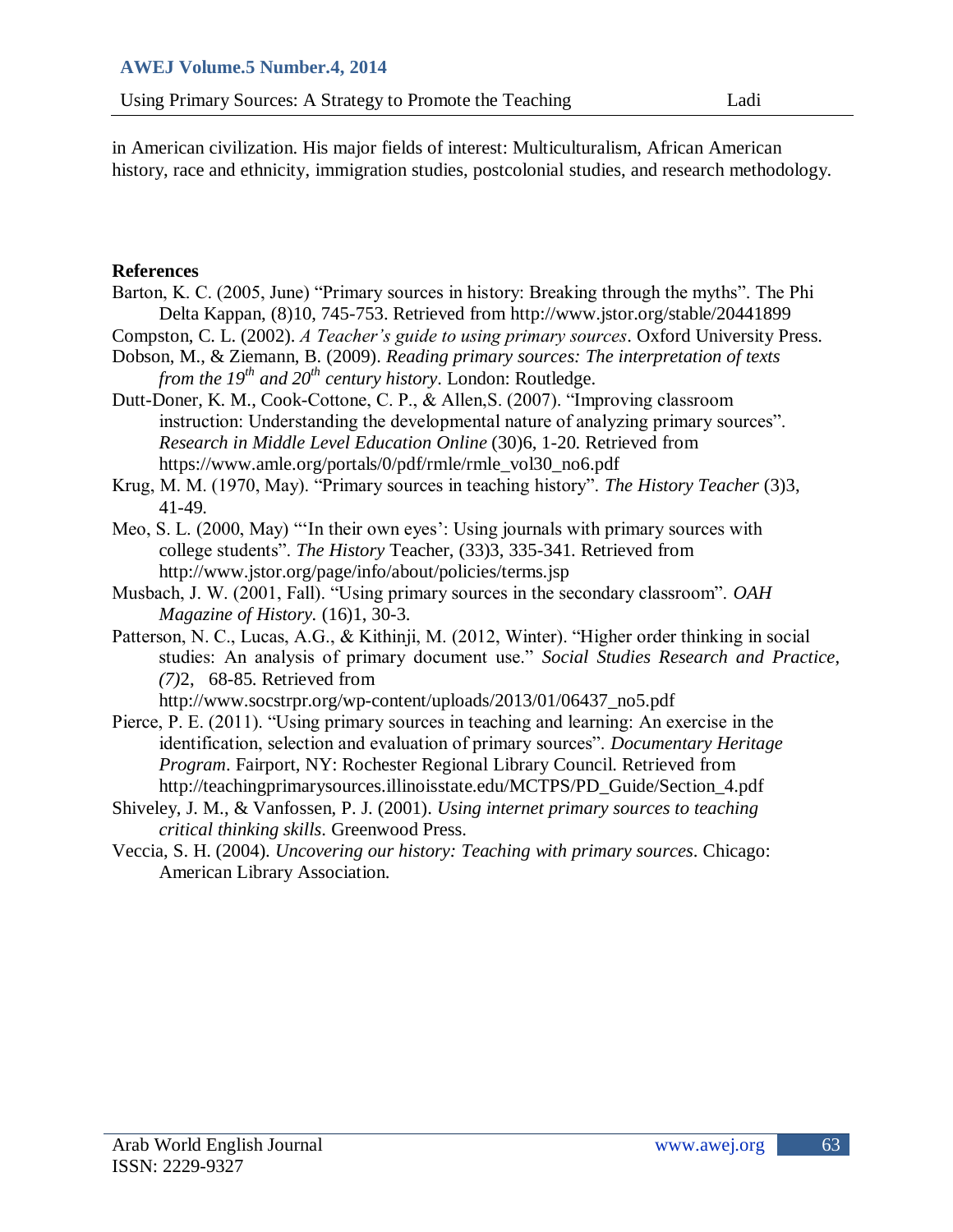in American civilization. His major fields of interest: Multiculturalism, African American history, race and ethnicity, immigration studies, postcolonial studies, and research methodology.

**References**

Barton, K. C. (2005, June) "Primary sources in history: Breaking through the myths". The Phi Delta Kappan, (8)10, 745-753. Retrieved from http://www.jstor.org/stable/20441899

Compston, C. L. (2002). *A Teacher's guide to using primary sources*. Oxford University Press.

Dobson, M., & Ziemann, B. (2009). *Reading primary sources: The interpretation of texts from the 19th and 20th century history*. London: Routledge.

Dutt-Doner, K. M., Cook-Cottone, C. P., & Allen,S. (2007). "Improving classroom instruction: Understanding the developmental nature of analyzing primary sources". *Research in Middle Level Education Online* (30)6, 1-20. Retrieved from https://www.amle.org/portals/0/pdf/rmle/rmle_vol30_no6.pdf

Krug, M. M. (1970, May). "Primary sources in teaching history". *The History Teacher* (3)3, 41-49.

Meo, S. L. (2000, May) "'In their own eyes': Using journals with primary sources with college students". *The History* Teacher, (33)3, 335-341. Retrieved from http://www.jstor.org/page/info/about/policies/terms.jsp

Musbach, J. W. (2001, Fall). "Using primary sources in the secondary classroom". *OAH Magazine of History*. (16)1, 30-3.

Patterson, N. C., Lucas, A.G., & Kithinji, M. (2012, Winter). "Higher order thinking in social studies: An analysis of primary document use." *Social Studies Research and Practice, (7)*2, 68-85. Retrieved from http://www.socstrpr.org/wp-content/uploads/2013/01/06437_no5.pdf

Pierce, P. E. (2011). "Using primary sources in teaching and learning: An exercise in the identification, selection and evaluation of primary sources". *Documentary Heritage Program*. Fairport, NY: Rochester Regional Library Council. Retrieved from http://teachingprimarysources.illinoisstate.edu/MCTPS/PD_Guide/Section_4.pdf

Shiveley, J. M., & Vanfossen, P. J. (2001). *Using internet primary sources to teaching critical thinking skills*. Greenwood Press.

Veccia, S. H. (2004). *Uncovering our history: Teaching with primary sources*. Chicago: American Library Association.